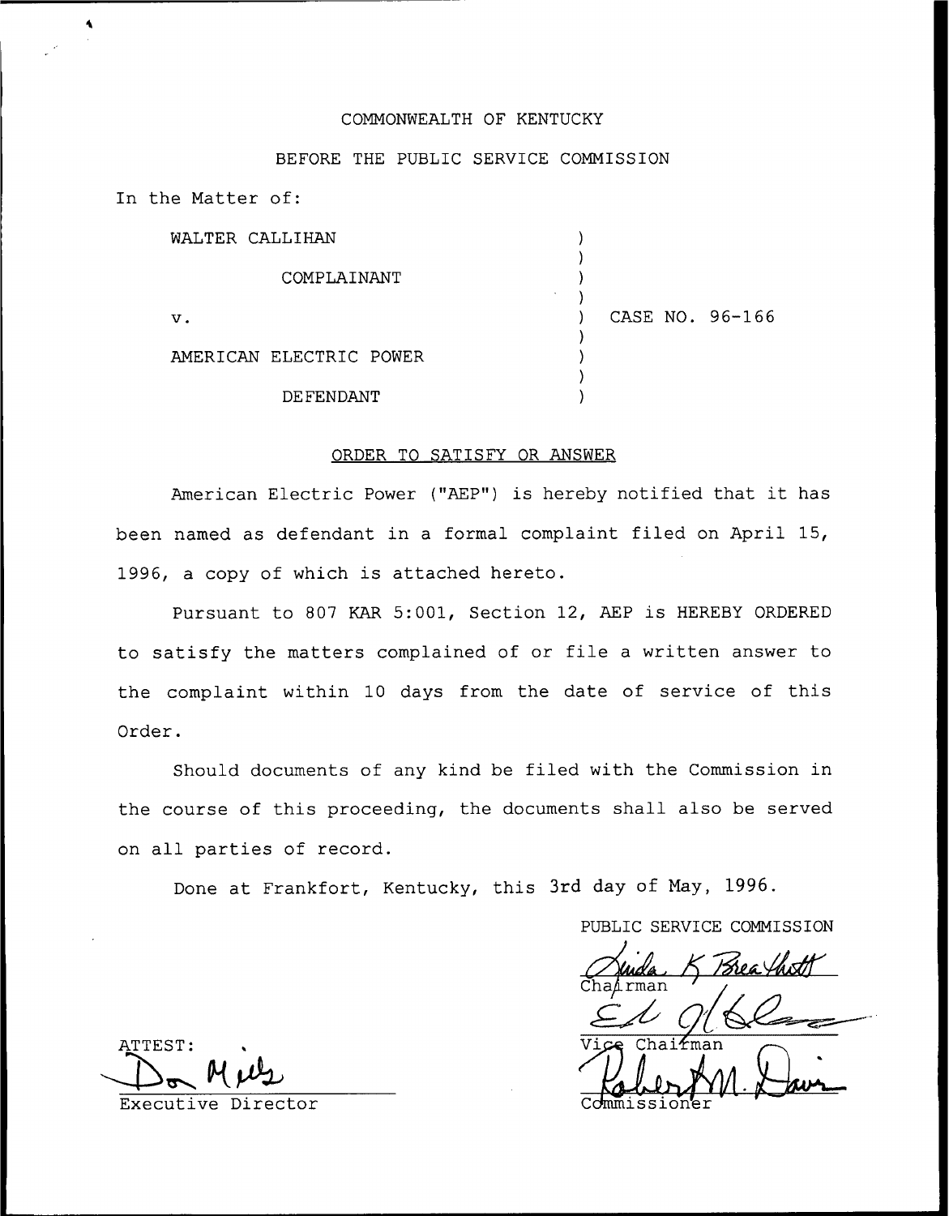COMMONWEALTH OF KENTUCKY

BEFORE THE PUBLIC SERVICE COMMISSION

In the Matter of:

WALTER CALLIHAN

COMPLAINANT

v.

AMERICAN ELECTRIC POWER

DEFENDANT

) CASE NO. 96-166

ORDER TO SATISFY OR ANSWER

American Electric Power ("AEP") is hereby notified that it has been named as defendant in a formal complaint filed on April 15, 1996, a copy of which is attached hereto.

Pursuant to 807 KAR 5:001, Section 12, AEP is HEREBY ORDERED to satisfy the matters complained of or file a written answer to the complaint within 10 days from the date of service of this Order.

Should documents of any kind be filed with the Commission in the course of this proceeding, the documents shall also be served on all parties of record.

Done at Frankfort, Kentucky, this 3rd day of May, 1996.

PUBLIC SERVICE COMMISSION

Linda K. Breathitt
Chairman

Vice Chairman

Robert M. Davis
Commissioner

ATTEST:

Don Mills
Executive Director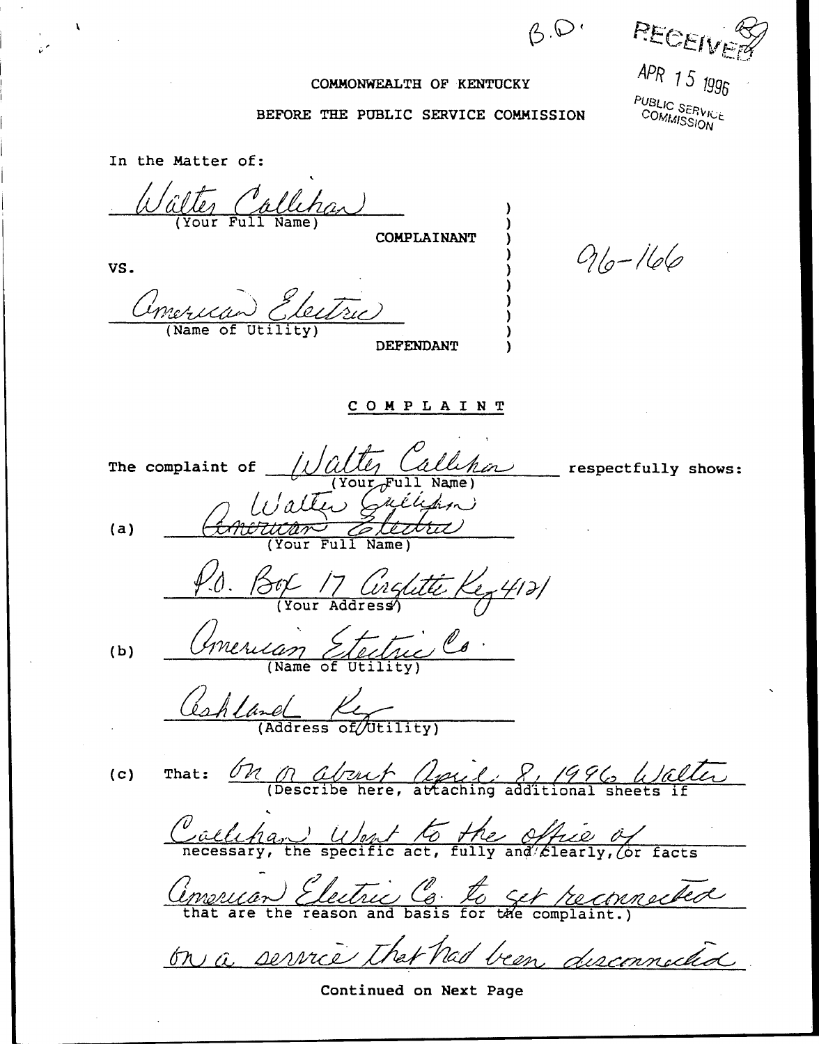B.D.

RECEIVED

APR 15 1996

PUBLIC SERVICE COMMISSION

COMMONWEALTH OF KENTUCKY

BEFORE THE PUBLIC SERVICE COMMISSION

In the Matter of:

Walter Callihan
(Your Full Name)

COMPLAINANT

VS.

96-166

American Electric
(Name of Utility)

DEFENDANT

## C O M P L A I N T

The complaint of Walter Callihan (Your Full Name) respectfully shows:

(a) ~~American Electric~~ Walter Callihan
(Your Full Name)

P.O. Box 17 Argillite Ky 41121
(Your Address)

(b) American Electric Co.
(Name of Utility)

Ashland Ky
(Address of Utility)

(c) That: On or about April 8, 1996 Walter (Describe here, attaching additional sheets if Callihan Went to the office of necessary, the specific act, fully and clearly, or facts American Electric Co. to get reconnected that are the reason and basis for the complaint.) on a service that had been disconnected

Continued on Next Page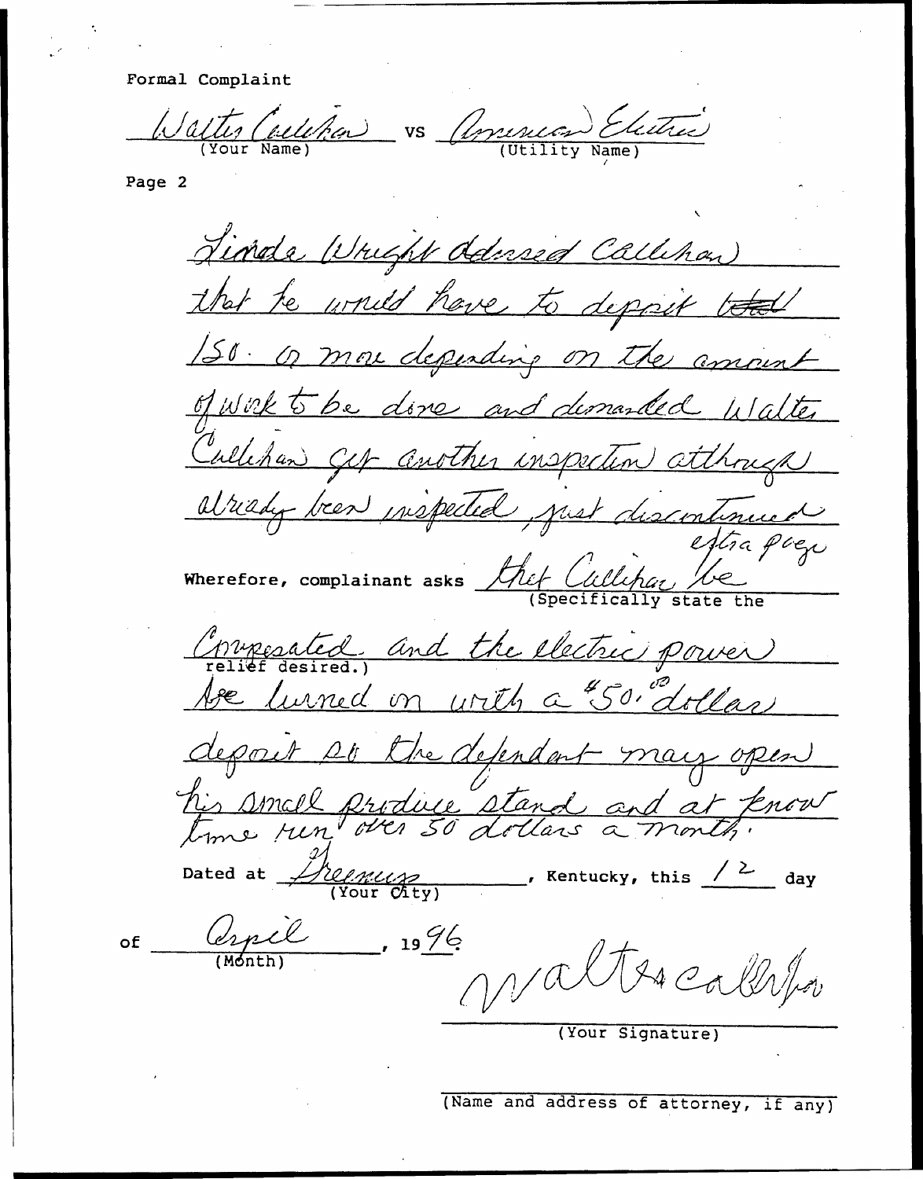Formal Complaint

Walter Callihan vs American Electric
(Your Name) (Utility Name)

Page 2

Linda Wright Advised Callihan that he would have to deposit ~~total~~ 150. or more depending on the amount of Work to be done and demanded Walter Callihan get another inspection although already been inspected, just discontinued

extra page

Wherefore, complainant asks that Callihan be
(Specifically state the relief desired.)

Compensated and the electric power be turned on with a $50.00 dollar deposit so the defendant may open his small produce stand and at know time run over 50 dollars a month.

Dated at Greenup, Kentucky, this 12 day
(Your City)

of April, 1996
(Month)

Walter Callihan

(Your Signature)

(Name and address of attorney, if any)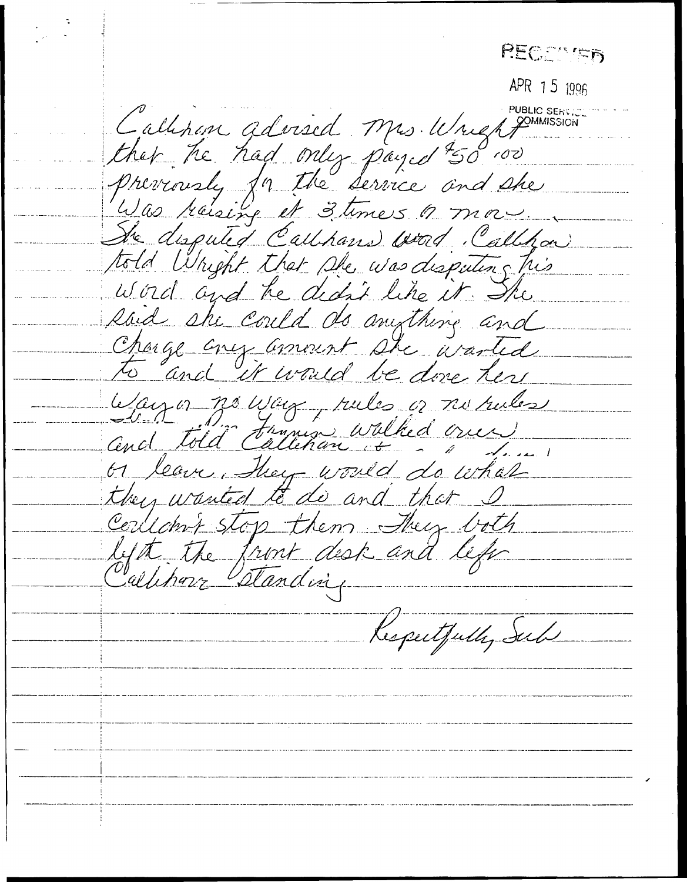RECEIVED

APR 15 1996

PUBLIC SERVICE COMMISSION

Callihan advised Mrs. Wright that he had only payed $50.00 previously for the service and she was raising it 3 times or more. She disputed Callihans word. Callihan told Wright that she was disputing his word and he didn't like it. She said she could do anything and charge any amount she wanted to and it would be done her way or no way, rules or no rules and told Callihan ... walked over ... or leave. They would do what they wanted to do and that I couldn't stop them. They both left the front desk and left Callihan standing.

Respectfully Sub